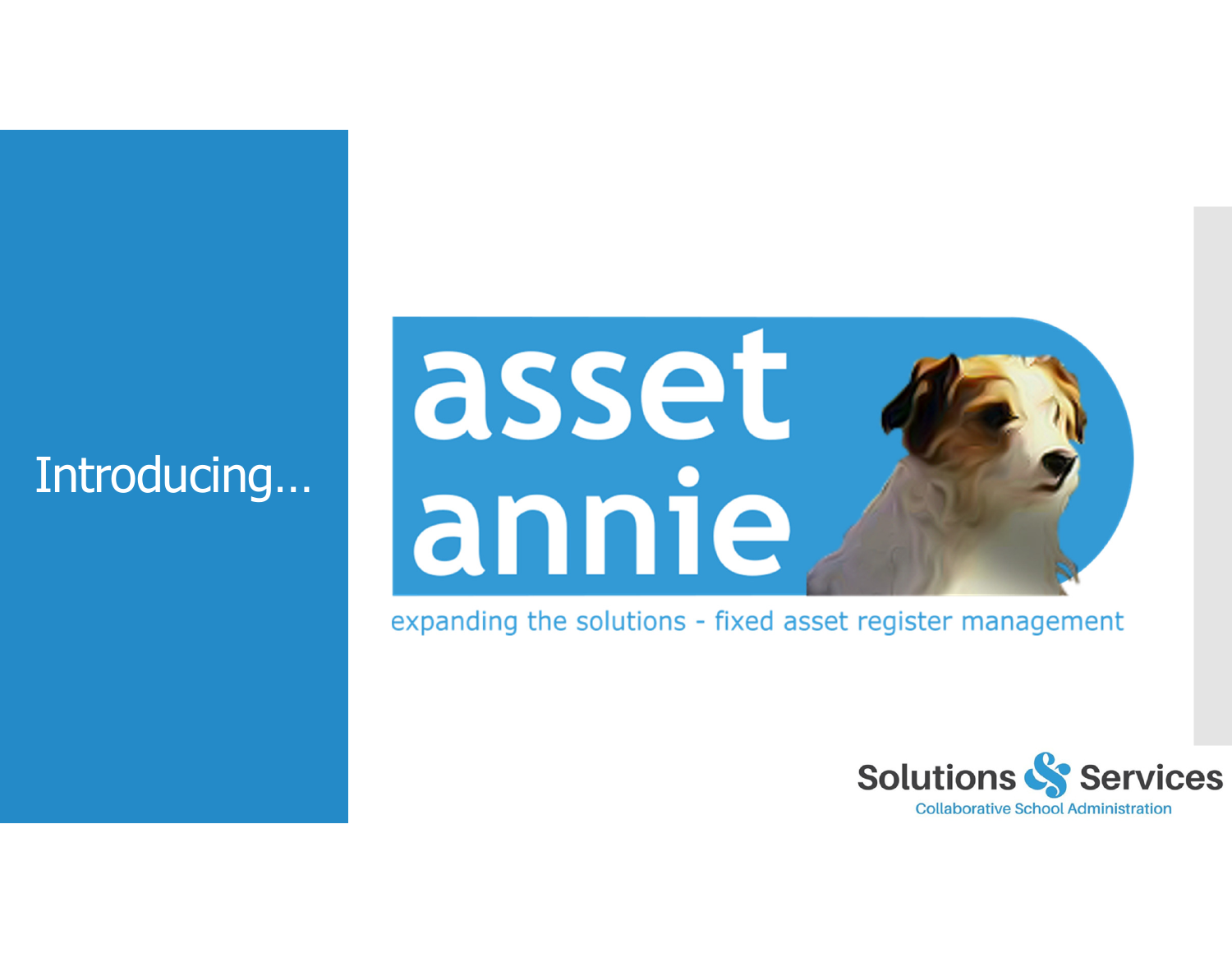Introducing…

# asset annie

expanding the solutions - fixed asset register management

Solutions & Services

Collaborative School Administration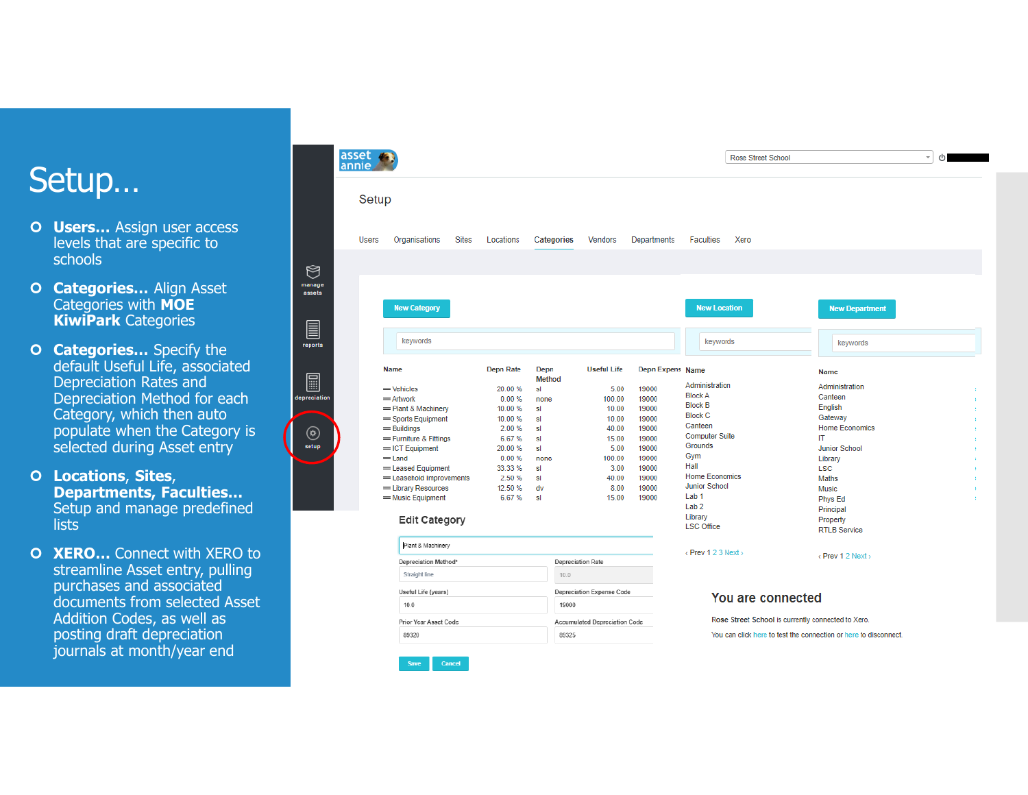# Setup...

- **Users...** Assign user access levels that are specific to schools
- **Categories...** Align Asset Categories with **MOE KiwiPark** Categories
- **Categories...** Specify the default Useful Life, associated Depreciation Rates and Depreciation Method for each Category, which then auto populate when the Category is selected during Asset entry
- **Locations**, **Sites**, **Departments**, **Faculties...** Setup and manage predefined lists
- **XERO...** Connect with XERO to streamline Asset entry, pulling purchases and associated documents from selected Asset Addition Codes, as well as posting draft depreciation journals at month/year end

asset annie

Rose Street School

## Setup

Users | Organisations | Sites | Locations | Categories | Vendors | Departments | Faculties | Xero

manage assets | reports | depreciation | setup

**New Category**

keywords

| Name | Depn Rate | Depn Method | Useful Life | Depn Expens |
|---|---|---|---|---|
| Vehicles | 20.00 % | sl | 5.00 | 19000 |
| Artwork | 0.00 % | none | 100.00 | 19000 |
| Plant & Machinery | 10.00 % | sl | 10.00 | 19000 |
| Sports Equipment | 10.00 % | sl | 10.00 | 19000 |
| Buildings | 2.00 % | sl | 40.00 | 19000 |
| Furniture & Fittings | 6.67 % | sl | 15.00 | 19000 |
| ICT Equipment | 20.00 % | sl | 5.00 | 19000 |
| Land | 0.00 % | none | 100.00 | 19000 |
| Leased Equipment | 33.33 % | sl | 3.00 | 19000 |
| Leasehold Improvements | 2.50 % | sl | 40.00 | 19000 |
| Library Resources | 12.50 % | dv | 8.00 | 19000 |
| Music Equipment | 6.67 % | sl | 15.00 | 19000 |

### Edit Category

Plant & Machinery

| Depreciation Method* | Depreciation Rate |
|---|---|
| Straight line | 10.0 |

| Useful Life (years) | Depreciation Expense Code |
|---|---|
| 10.0 | 19000 |

| Prior Year Asset Code | Accumulated Depreciation Code |
|---|---|
| 89320 | 89325 |

Save | Cancel

**New Location**

keywords

**Name**

- Administration
- Block A
- Block B
- Block C
- Canteen
- Computer Suite
- Grounds
- Gym
- Hall
- Home Economics
- Junior School
- Lab 1
- Lab 2
- Library
- LSC Office

‹ Prev 1 2 3 Next ›

**New Department**

keywords

**Name**

- Administration
- Canteen
- English
- Gateway
- Home Economics
- IT
- Junior School
- Library
- LSC
- Maths
- Music
- Phys Ed
- Principal
- Property
- RTLB Service

‹ Prev 1 2 Next ›

### You are connected

Rose Street School is currently connected to Xero.

You can click here to test the connection or here to disconnect.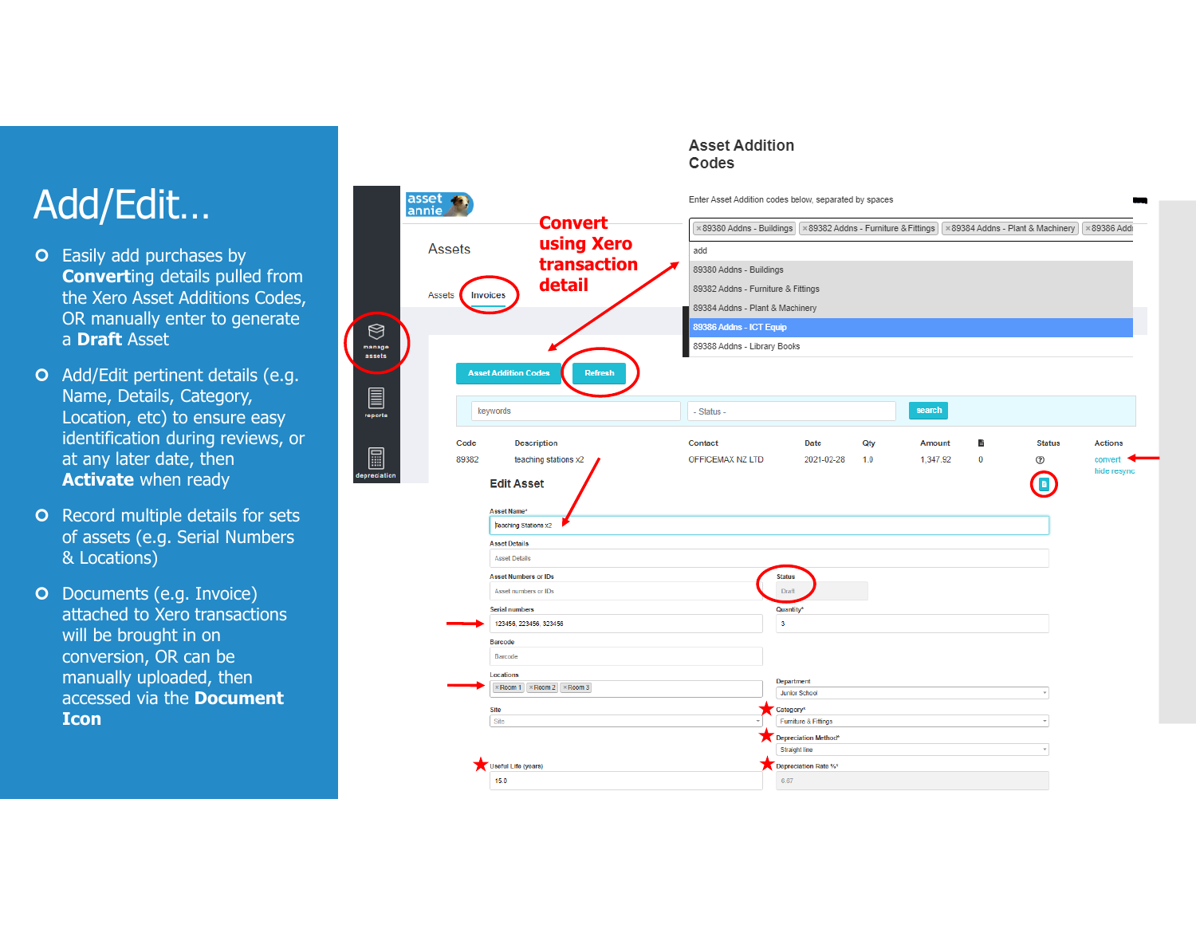# Add/Edit…

- Easily add purchases by **Convert**ing details pulled from the Xero Asset Additions Codes, OR manually enter to generate a **Draft** Asset
- Add/Edit pertinent details (e.g. Name, Details, Category, Location, etc) to ensure easy identification during reviews, or at any later date, then **Activate** when ready
- Record multiple details for sets of assets (e.g. Serial Numbers & Locations)
- Documents (e.g. Invoice) attached to Xero transactions will be brought in on conversion, OR can be manually uploaded, then accessed via the **Document Icon**

Convert using Xero transaction detail

Asset Addition Codes

Enter Asset Addition codes below, separated by spaces

89380 Addns - Buildings
89382 Addns - Furniture & Fittings
89384 Addns - Plant & Machinery
89386 Addns - ICT Equip
89388 Addns - Library Books

Assets | Invoices

Asset Addition Codes | Refresh

| Code | Description | Contact | Date | Qty | Amount | | Status | Actions |
|---|---|---|---|---|---|---|---|---|
| 89382 | teaching stations x2 | OFFICEMAX NZ LTD | 2021-02-28 | 1.0 | 1,347.92 | 0 | | convert hide resync |

## Edit Asset

Asset Name*: Teaching Stations x2
Asset Details
Asset Numbers or IDs
Status: Draft
Serial numbers: 123456, 223456, 323456
Quantity*: 3
Barcode
Locations: Room 1, Room 2, Room 3
Department: Junior School
Site
Category*: Furniture & Fittings
Depreciation Method*: Straight line
Useful Life (years): 15.0
Depreciation Rate %*: 6.67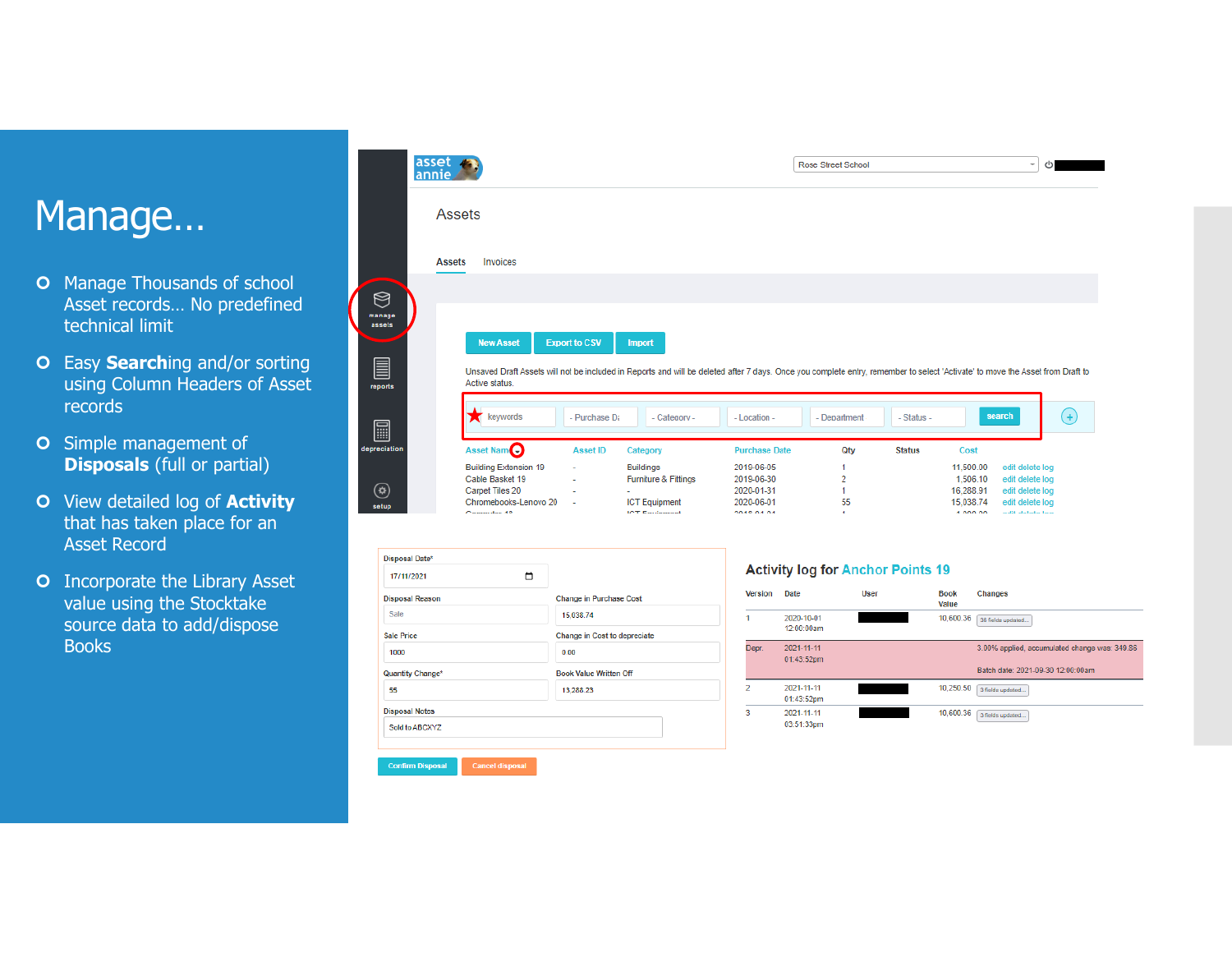# Manage…

- Manage Thousands of school Asset records… No predefined technical limit
- Easy **Search**ing and/or sorting using Column Headers of Asset records
- Simple management of **Disposals** (full or partial)
- View detailed log of **Activity** that has taken place for an Asset Record
- Incorporate the Library Asset value using the Stocktake source data to add/dispose Books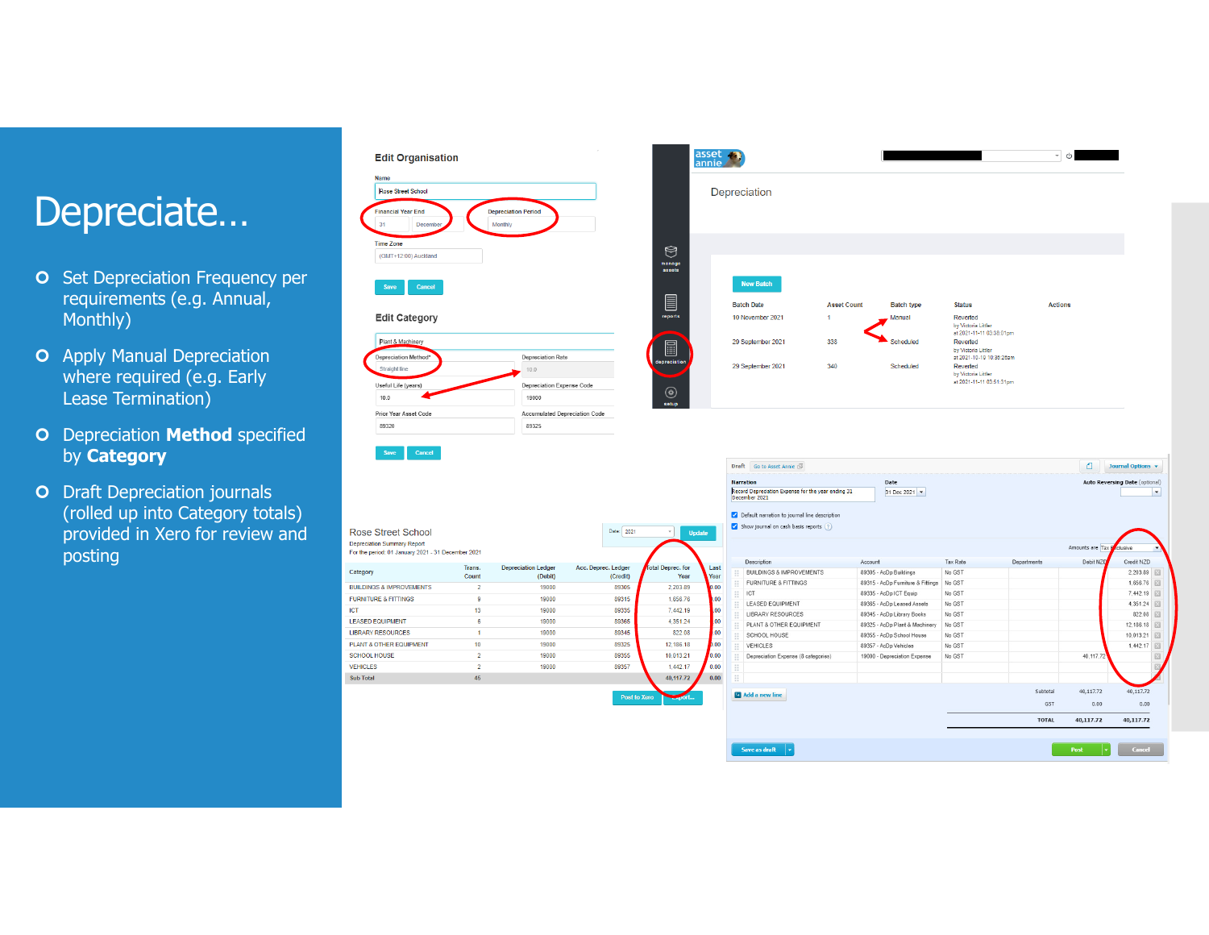# Depreciate...

- Set Depreciation Frequency per requirements (e.g. Annual, Monthly)
- Apply Manual Depreciation where required (e.g. Early Lease Termination)
- Depreciation **Method** specified by **Category**
- Draft Depreciation journals (rolled up into Category totals) provided in Xero for review and posting

**Edit Organisation**

Name: Rose Street School

Financial Year End: 31 December

Depreciation Period: Monthly

Time Zone: (GMT+12:00) Auckland

Save Cancel

**Edit Category**

Plant & Machinery

Depreciation Method*: Straight line

Depreciation Rate: 10.0

Useful Life (years): 10.0

Depreciation Expense Code: 19000

Prior Year Asset Code: 89320

Accumulated Depreciation Code: 89325

Save Cancel

**Depreciation**

manage assets | reports | depreciation | setup

New Batch

| Batch Date | Asset Count | Batch type | Status | Actions |
|---|---|---|---|---|
| 10 November 2021 | 1 | Manual | Reverted by Victoria Littler at 2021-11-11 03:38:01pm | |
| 29 September 2021 | 338 | Scheduled | Reverted by Victoria Littler at 2021-10-19 10:36:26am | |
| 29 September 2021 | 340 | Scheduled | Reverted by Victoria Littler at 2021-11-11 03:51:31pm | |

Rose Street School

Depreciation Summary Report

For the period: 01 January 2021 - 31 December 2021

Date: 2021 Update

| Category | Trans. Count | Depreciation Ledger (Debit) | Acc. Deprec. Ledger (Credit) | Total Deprec. for Year | Last Year |
|---|---|---|---|---|---|
| BUILDINGS & IMPROVEMENTS | 2 | 19000 | 89305 | 2,203.89 | 0.00 |
| FURNITURE & FITTINGS | 9 | 19000 | 89315 | 1,656.76 | 0.00 |
| ICT | 13 | 19000 | 89335 | 7,442.19 | 0.00 |
| LEASED EQUIPMENT | 6 | 19000 | 89365 | 4,351.24 | 0.00 |
| LIBRARY RESOURCES | 1 | 19000 | 89345 | 822.08 | 0.00 |
| PLANT & OTHER EQUIPMENT | 10 | 19000 | 89325 | 12,186.18 | 0.00 |
| SCHOOL HOUSE | 2 | 19000 | 89355 | 10,013.21 | 0.00 |
| VEHICLES | 2 | 19000 | 89357 | 1,442.17 | 0.00 |
| Sub Total | 45 | | | 40,117.72 | 0.00 |

Post to Xero | Export...

Draft | Go to Asset Annie | Journal Options

Narration: Record Depreciation Expense for the year ending 31 December 2021

Date: 31 Dec 2021

Auto Reversing Date (optional)

Default narration to journal line description

Show journal on cash basis reports

Amounts are Tax Exclusive

| Description | Account | Tax Rate | Departments | Debit NZD | Credit NZD |
|---|---|---|---|---|---|
| BUILDINGS & IMPROVEMENTS | 89305 - AcDp Buildings | No GST | | | 2,203.89 |
| FURNITURE & FITTINGS | 89315 - AcDp Furniture & Fittings | No GST | | | 1,656.76 |
| ICT | 89335 - AcDp ICT Equip | No GST | | | 7,442.19 |
| LEASED EQUIPMENT | 89365 - AcDp Leased Assets | No GST | | | 4,351.24 |
| LIBRARY RESOURCES | 89345 - AcDp Library Books | No GST | | | 822.08 |
| PLANT & OTHER EQUIPMENT | 89325 - AcDp Plant & Machinery | No GST | | | 12,186.18 |
| SCHOOL HOUSE | 89355 - AcDp School House | No GST | | | 10,013.21 |
| VEHICLES | 89357 - AcDp Vehicles | No GST | | | 1,442.17 |
| Depreciation Expense (8 categories) | 19000 - Depreciation Expense | No GST | | 40,117.72 | |
| | | | Subtotal | 40,117.72 | 40,117.72 |
| | | | GST | 0.00 | 0.00 |
| | | | TOTAL | 40,117.72 | 40,117.72 |

Add a new line

Save as draft | Post | Cancel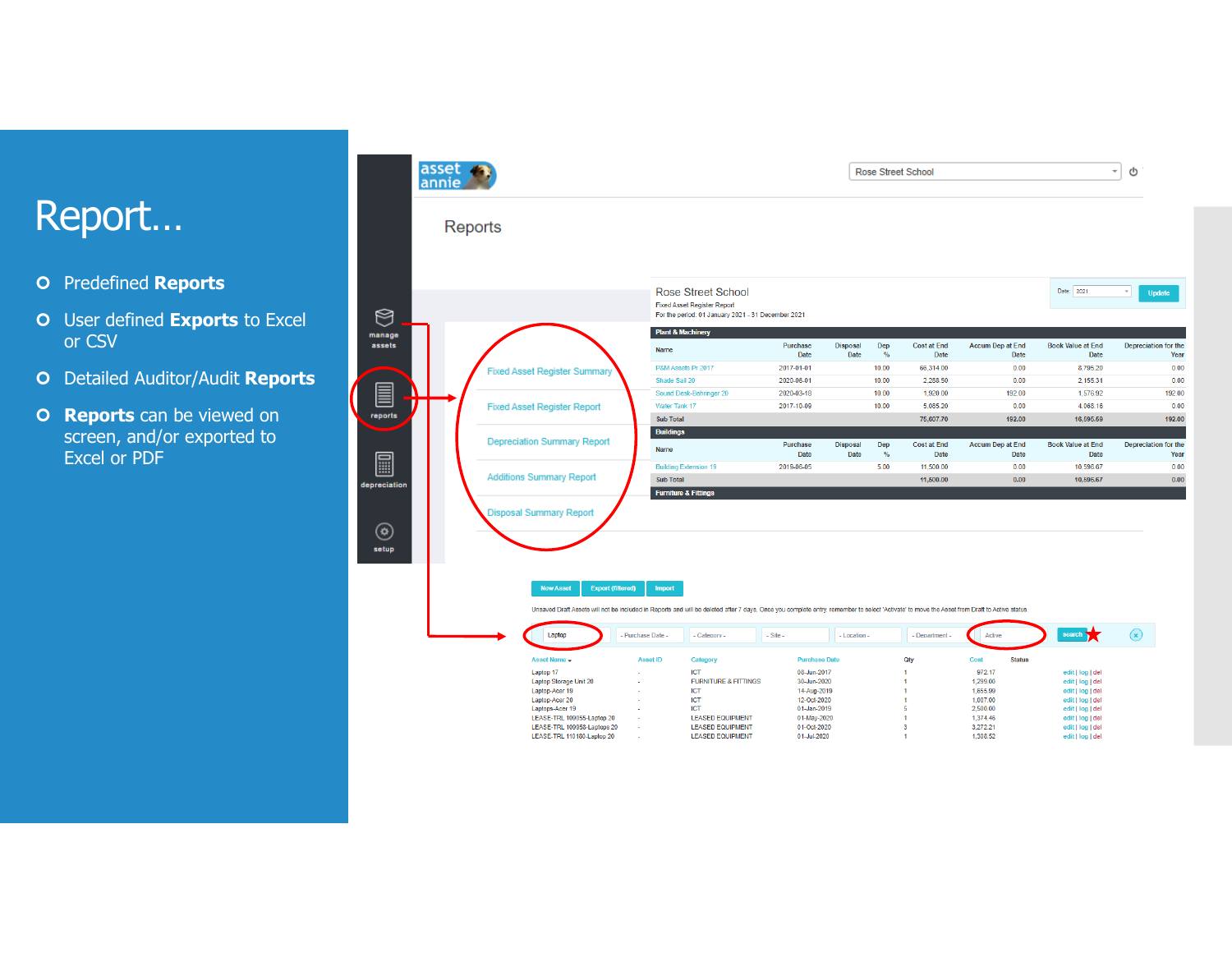# Report…

- Predefined **Reports**
- User defined **Exports** to Excel or CSV
- Detailed Auditor/Audit **Reports**
- **Reports** can be viewed on screen, and/or exported to Excel or PDF

asset annie

Rose Street School

Reports

manage assets

reports

depreciation

setup

Fixed Asset Register Summary

Fixed Asset Register Report

Depreciation Summary Report

Additions Summary Report

Disposal Summary Report

Rose Street School

Fixed Asset Register Report

For the period: 01 January 2021 - 31 December 2021

Date: 2021 Update

**Plant & Machinery**

| Name | Purchase Date | Disposal Date | Dep % | Cost at End Date | Accum Dep at End Date | Book Value at End Date | Depreciation for the Year |
|---|---|---|---|---|---|---|---|
| P&M Assets Pr 2017 | 2017-01-01 | | 10.00 | 66,314.00 | 0.00 | 8,795.20 | 0.00 |
| Shade Sail 20 | 2020-06-01 | | 10.00 | 2,288.50 | 0.00 | 2,155.31 | 0.00 |
| Sound Desk-Behringer 20 | 2020-03-18 | | 10.00 | 1,920.00 | 192.00 | 1,576.92 | 192.00 |
| Water Tank 17 | 2017-10-09 | | 10.00 | 5,085.20 | 0.00 | 4,068.16 | 0.00 |
| Sub Total | | | | 75,607.70 | 192.00 | 16,595.59 | 192.00 |

**Buildings**

| Name | Purchase Date | Disposal Date | Dep % | Cost at End Date | Accum Dep at End Date | Book Value at End Date | Depreciation for the Year |
|---|---|---|---|---|---|---|---|
| Building Extension 19 | 2019-06-05 | | 5.00 | 11,500.00 | 0.00 | 10,596.67 | 0.00 |
| Sub Total | | | | 11,500.00 | 0.00 | 10,596.67 | 0.00 |

**Furniture & Fittings**

New Asset | Export (filtered) | Import

Unsaved Draft Assets will not be included in Reports and will be deleted after 7 days. Once you complete entry, remember to select 'Activate' to move the Asset from Draft to Active status.

Laptop | - Purchase Date - | - Category - | - Site - | - Location - | - Department - | Active | search

| Asset Name | Asset ID | Category | Purchase Date | Qty | Cost | Status | |
|---|---|---|---|---|---|---|---|
| Laptop 17 | - | ICT | 08-Jun-2017 | 1 | 972.17 | | edit \| log \| del |
| Laptop Storage Unit 20 | - | FURNITURE & FITTINGS | 30-Jun-2020 | 1 | 1,299.00 | | edit \| log \| del |
| Laptop-Acer 19 | - | ICT | 14-Aug-2019 | 1 | 1,655.99 | | edit \| log \| del |
| Laptop-Acer 20 | - | ICT | 12-Oct-2020 | 1 | 1,007.00 | | edit \| log \| del |
| Laptops-Acer 19 | - | ICT | 01-Jan-2019 | 5 | 2,500.00 | | edit \| log \| del |
| LEASE-TRL 109055-Laptop 20 | - | LEASED EQUIPMENT | 01-May-2020 | 1 | 1,374.46 | | edit \| log \| del |
| LEASE-TRL 109958-Laptops 20 | - | LEASED EQUIPMENT | 01-Oct-2020 | 3 | 3,272.21 | | edit \| log \| del |
| LEASE-TRL 110180-Laptop 20 | - | LEASED EQUIPMENT | 01-Jul-2020 | 1 | 1,308.52 | | edit \| log \| del |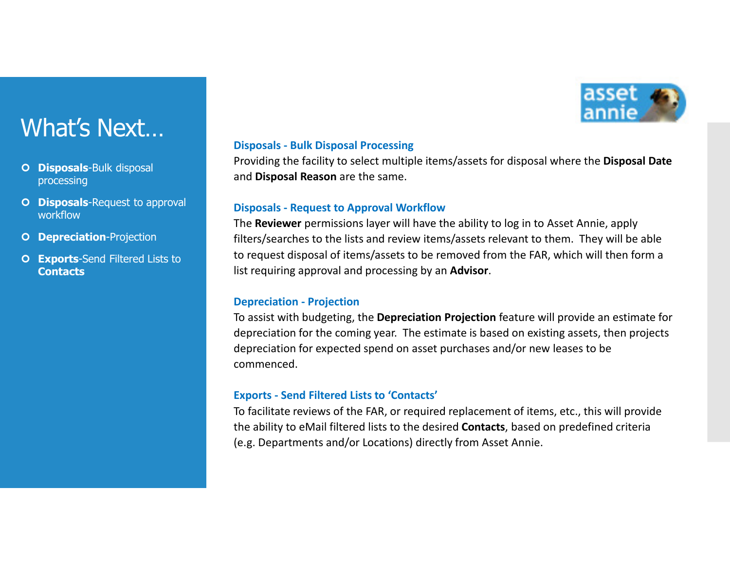# What's Next…

- **Disposals**-Bulk disposal processing
- **Disposals**-Request to approval workflow
- **Depreciation**-Projection
- **Exports**-Send Filtered Lists to **Contacts**

### Disposals - Bulk Disposal Processing

Providing the facility to select multiple items/assets for disposal where the **Disposal Date** and **Disposal Reason** are the same.

### Disposals - Request to Approval Workflow

The **Reviewer** permissions layer will have the ability to log in to Asset Annie, apply filters/searches to the lists and review items/assets relevant to them. They will be able to request disposal of items/assets to be removed from the FAR, which will then form a list requiring approval and processing by an **Advisor**.

### Depreciation - Projection

To assist with budgeting, the **Depreciation Projection** feature will provide an estimate for depreciation for the coming year. The estimate is based on existing assets, then projects depreciation for expected spend on asset purchases and/or new leases to be commenced.

### Exports - Send Filtered Lists to 'Contacts'

To facilitate reviews of the FAR, or required replacement of items, etc., this will provide the ability to eMail filtered lists to the desired **Contacts**, based on predefined criteria (e.g. Departments and/or Locations) directly from Asset Annie.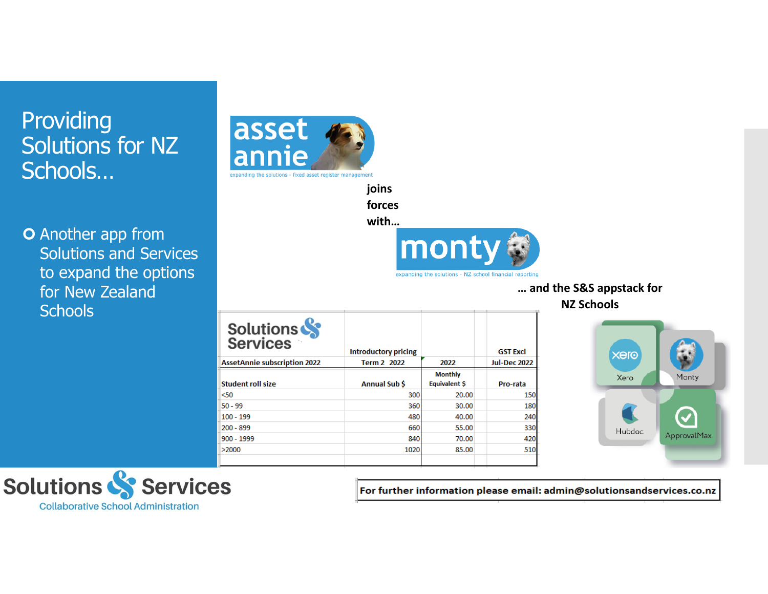# Providing Solutions for NZ Schools…

- Another app from Solutions and Services to expand the options for New Zealand Schools

asset annie

expanding the solutions - fixed asset register management

joins forces with…

monty

expanding the solutions - NZ school financial reporting

… and the S&S appstack for NZ Schools

Xero

Monty

Hubdoc

ApprovalMax

| Solutions Services | | | |
|---|---|---|---|
| AssetAnnie subscription 2022 | Introductory pricing Term 2 2022 | 2022 | GST Excl Jul-Dec 2022 |
| Student roll size | Annual Sub $ | Monthly Equivalent $ | Pro-rata |
| <50 | 300 | 20.00 | 150 |
| 50 - 99 | 360 | 30.00 | 180 |
| 100 - 199 | 480 | 40.00 | 240 |
| 200 - 899 | 660 | 55.00 | 330 |
| 900 - 1999 | 840 | 70.00 | 420 |
| >2000 | 1020 | 85.00 | 510 |

**For further information please email: admin@solutionsandservices.co.nz**

Solutions Services

Collaborative School Administration